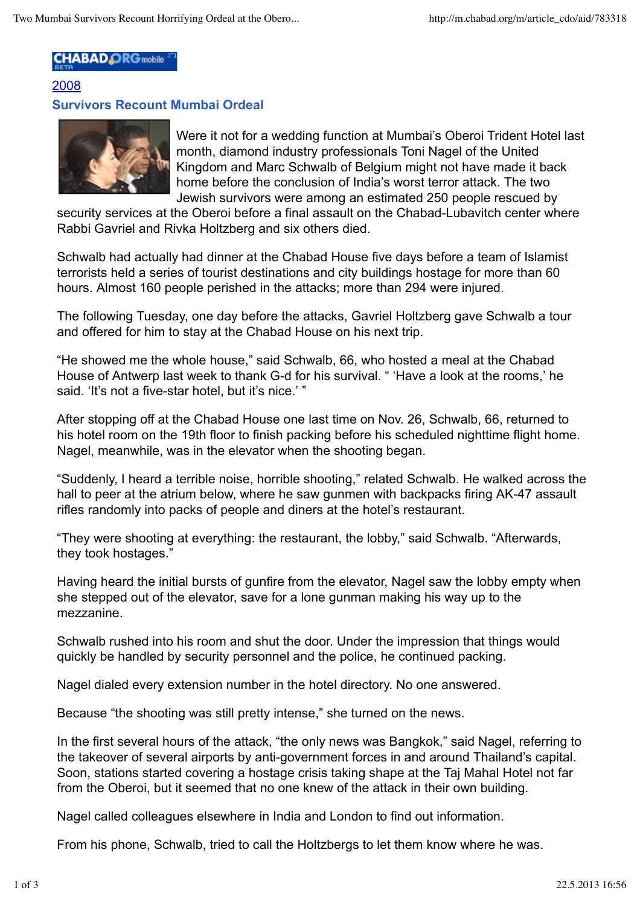2008

## Survivors Recount Mumbai Ordeal

Were it not for a wedding function at Mumbai's Oberoi Trident Hotel last month, diamond industry professionals Toni Nagel of the United Kingdom and Marc Schwalb of Belgium might not have made it back home before the conclusion of India's worst terror attack. The two Jewish survivors were among an estimated 250 people rescued by security services at the Oberoi before a final assault on the Chabad-Lubavitch center where Rabbi Gavriel and Rivka Holtzberg and six others died.

Schwalb had actually had dinner at the Chabad House five days before a team of Islamist terrorists held a series of tourist destinations and city buildings hostage for more than 60 hours. Almost 160 people perished in the attacks; more than 294 were injured.

The following Tuesday, one day before the attacks, Gavriel Holtzberg gave Schwalb a tour and offered for him to stay at the Chabad House on his next trip.

"He showed me the whole house," said Schwalb, 66, who hosted a meal at the Chabad House of Antwerp last week to thank G-d for his survival. " 'Have a look at the rooms,' he said. 'It's not a five-star hotel, but it's nice.' "

After stopping off at the Chabad House one last time on Nov. 26, Schwalb, 66, returned to his hotel room on the 19th floor to finish packing before his scheduled nighttime flight home. Nagel, meanwhile, was in the elevator when the shooting began.

"Suddenly, I heard a terrible noise, horrible shooting," related Schwalb. He walked across the hall to peer at the atrium below, where he saw gunmen with backpacks firing AK-47 assault rifles randomly into packs of people and diners at the hotel's restaurant.

"They were shooting at everything: the restaurant, the lobby," said Schwalb. "Afterwards, they took hostages."

Having heard the initial bursts of gunfire from the elevator, Nagel saw the lobby empty when she stepped out of the elevator, save for a lone gunman making his way up to the mezzanine.

Schwalb rushed into his room and shut the door. Under the impression that things would quickly be handled by security personnel and the police, he continued packing.

Nagel dialed every extension number in the hotel directory. No one answered.

Because "the shooting was still pretty intense," she turned on the news.

In the first several hours of the attack, "the only news was Bangkok," said Nagel, referring to the takeover of several airports by anti-government forces in and around Thailand's capital. Soon, stations started covering a hostage crisis taking shape at the Taj Mahal Hotel not far from the Oberoi, but it seemed that no one knew of the attack in their own building.

Nagel called colleagues elsewhere in India and London to find out information.

From his phone, Schwalb, tried to call the Holtzbergs to let them know where he was.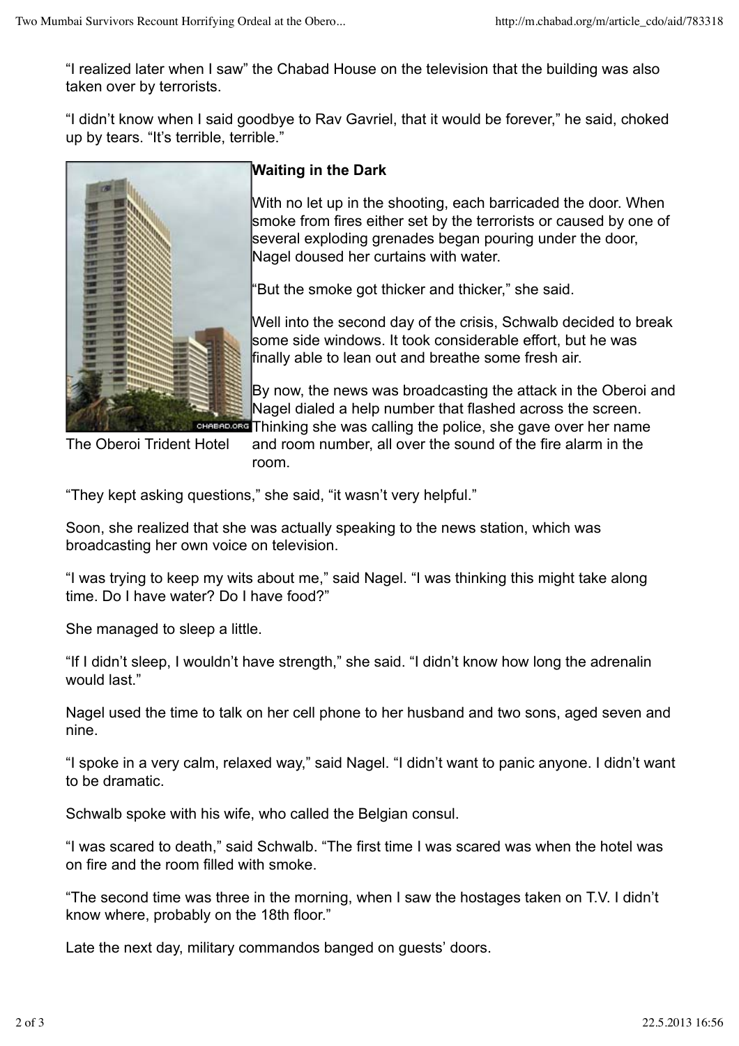"I realized later when I saw" the Chabad House on the television that the building was also taken over by terrorists.

"I didn't know when I said goodbye to Rav Gavriel, that it would be forever," he said, choked up by tears. "It's terrible, terrible."

The Oberoi Trident Hotel

**Waiting in the Dark**

With no let up in the shooting, each barricaded the door. When smoke from fires either set by the terrorists or caused by one of several exploding grenades began pouring under the door, Nagel doused her curtains with water.

"But the smoke got thicker and thicker," she said.

Well into the second day of the crisis, Schwalb decided to break some side windows. It took considerable effort, but he was finally able to lean out and breathe some fresh air.

By now, the news was broadcasting the attack in the Oberoi and Nagel dialed a help number that flashed across the screen. Thinking she was calling the police, she gave over her name and room number, all over the sound of the fire alarm in the room.

"They kept asking questions," she said, "it wasn't very helpful."

Soon, she realized that she was actually speaking to the news station, which was broadcasting her own voice on television.

"I was trying to keep my wits about me," said Nagel. "I was thinking this might take along time. Do I have water? Do I have food?"

She managed to sleep a little.

"If I didn't sleep, I wouldn't have strength," she said. "I didn't know how long the adrenalin would last."

Nagel used the time to talk on her cell phone to her husband and two sons, aged seven and nine.

"I spoke in a very calm, relaxed way," said Nagel. "I didn't want to panic anyone. I didn't want to be dramatic.

Schwalb spoke with his wife, who called the Belgian consul.

"I was scared to death," said Schwalb. "The first time I was scared was when the hotel was on fire and the room filled with smoke.

"The second time was three in the morning, when I saw the hostages taken on T.V. I didn't know where, probably on the 18th floor."

Late the next day, military commandos banged on guests' doors.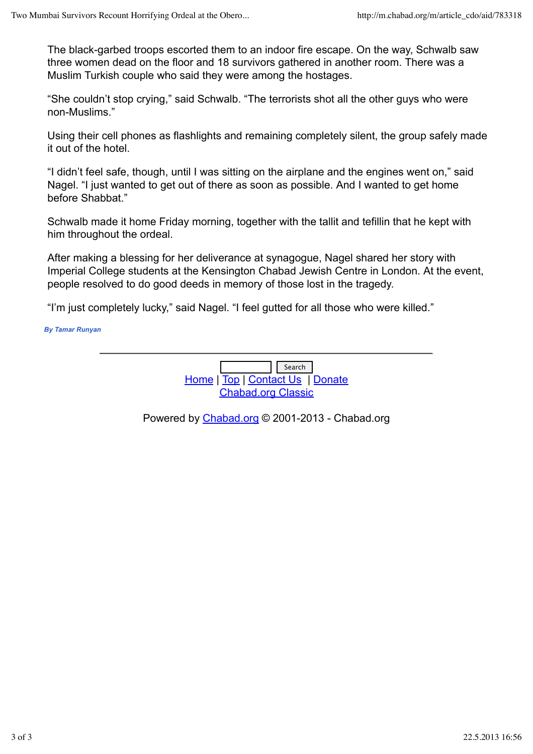The black-garbed troops escorted them to an indoor fire escape. On the way, Schwalb saw three women dead on the floor and 18 survivors gathered in another room. There was a Muslim Turkish couple who said they were among the hostages.

“She couldn’t stop crying,” said Schwalb. “The terrorists shot all the other guys who were non-Muslims.”

Using their cell phones as flashlights and remaining completely silent, the group safely made it out of the hotel.

“I didn’t feel safe, though, until I was sitting on the airplane and the engines went on,” said Nagel. “I just wanted to get out of there as soon as possible. And I wanted to get home before Shabbat.”

Schwalb made it home Friday morning, together with the tallit and tefillin that he kept with him throughout the ordeal.

After making a blessing for her deliverance at synagogue, Nagel shared her story with Imperial College students at the Kensington Chabad Jewish Centre in London. At the event, people resolved to do good deeds in memory of those lost in the tragedy.

“I’m just completely lucky,” said Nagel. “I feel gutted for all those who were killed.”

***By Tamar Runyan***

---

Search

Home | Top | Contact Us | Donate
Chabad.org Classic

Powered by Chabad.org © 2001-2013 - Chabad.org